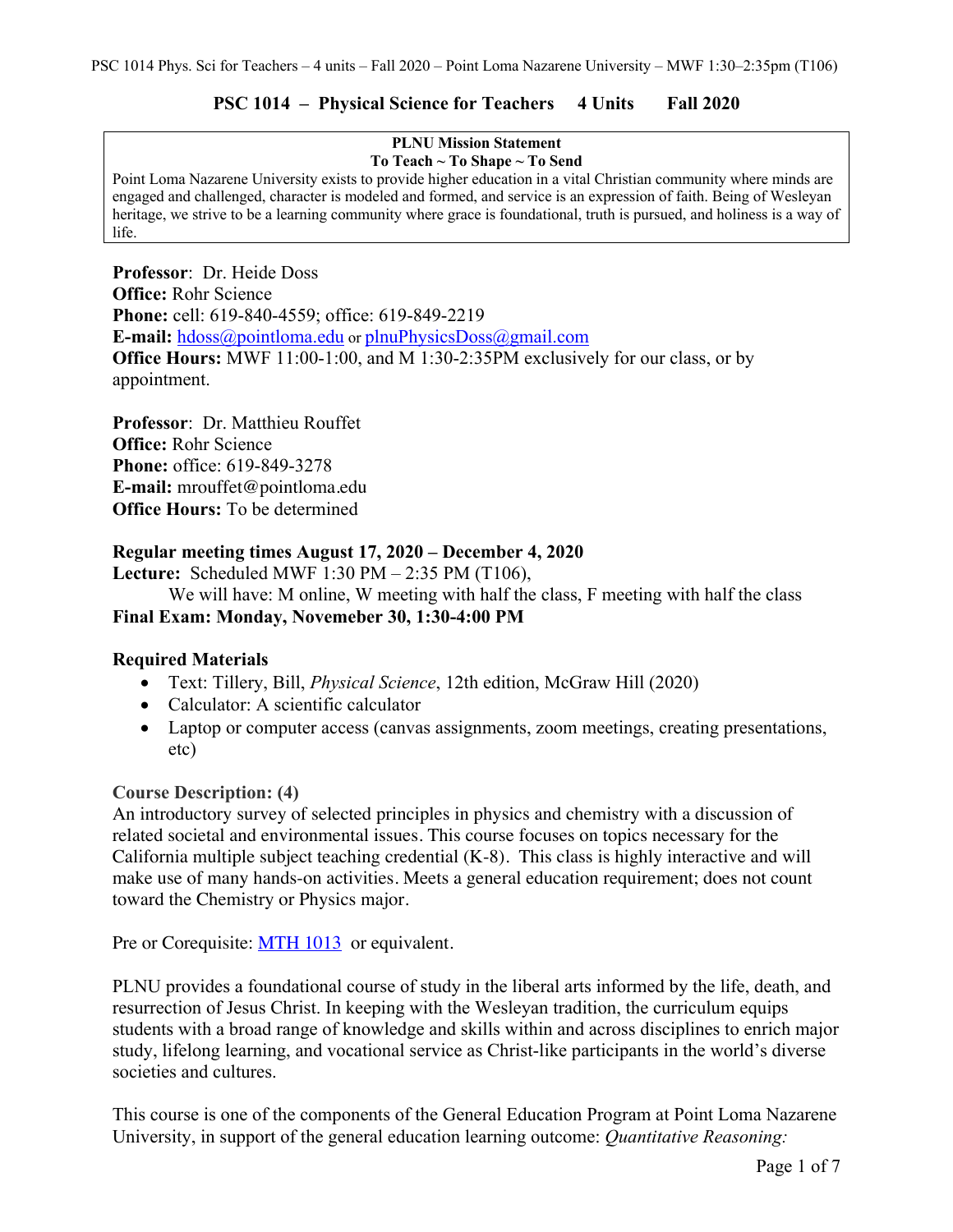# PSC 1014 – Physical Science for Teachers 4 Units Fall 2020

> **PLNU Mission Statement**
> **To Teach ~ To Shape ~ To Send**
> Point Loma Nazarene University exists to provide higher education in a vital Christian community where minds are engaged and challenged, character is modeled and formed, and service is an expression of faith. Being of Wesleyan heritage, we strive to be a learning community where grace is foundational, truth is pursued, and holiness is a way of life.

**Professor**: Dr. Heide Doss
**Office:** Rohr Science
**Phone:** cell: 619-840-4559; office: 619-849-2219
**E-mail:** [hdoss@pointloma.edu](mailto:hdoss@pointloma.edu) or [plnuPhysicsDoss@gmail.com](mailto:plnuPhysicsDoss@gmail.com)
**Office Hours:** MWF 11:00-1:00, and M 1:30-2:35PM exclusively for our class, or by appointment.

**Professor**: Dr. Matthieu Rouffet
**Office:** Rohr Science
**Phone:** office: 619-849-3278
**E-mail:** mrouffet@pointloma.edu
**Office Hours:** To be determined

**Regular meeting times August 17, 2020 – December 4, 2020**
**Lecture:** Scheduled MWF 1:30 PM – 2:35 PM (T106),
We will have: M online, W meeting with half the class, F meeting with half the class
**Final Exam: Monday, Novemeber 30, 1:30-4:00 PM**

**Required Materials**

- Text: Tillery, Bill, *Physical Science*, 12th edition, McGraw Hill (2020)
- Calculator: A scientific calculator
- Laptop or computer access (canvas assignments, zoom meetings, creating presentations, etc)

**Course Description: (4)**
An introductory survey of selected principles in physics and chemistry with a discussion of related societal and environmental issues. This course focuses on topics necessary for the California multiple subject teaching credential (K-8). This class is highly interactive and will make use of many hands-on activities. Meets a general education requirement; does not count toward the Chemistry or Physics major.

Pre or Corequisite: MTH 1013 or equivalent.

PLNU provides a foundational course of study in the liberal arts informed by the life, death, and resurrection of Jesus Christ. In keeping with the Wesleyan tradition, the curriculum equips students with a broad range of knowledge and skills within and across disciplines to enrich major study, lifelong learning, and vocational service as Christ-like participants in the world's diverse societies and cultures.

This course is one of the components of the General Education Program at Point Loma Nazarene University, in support of the general education learning outcome: *Quantitative Reasoning:*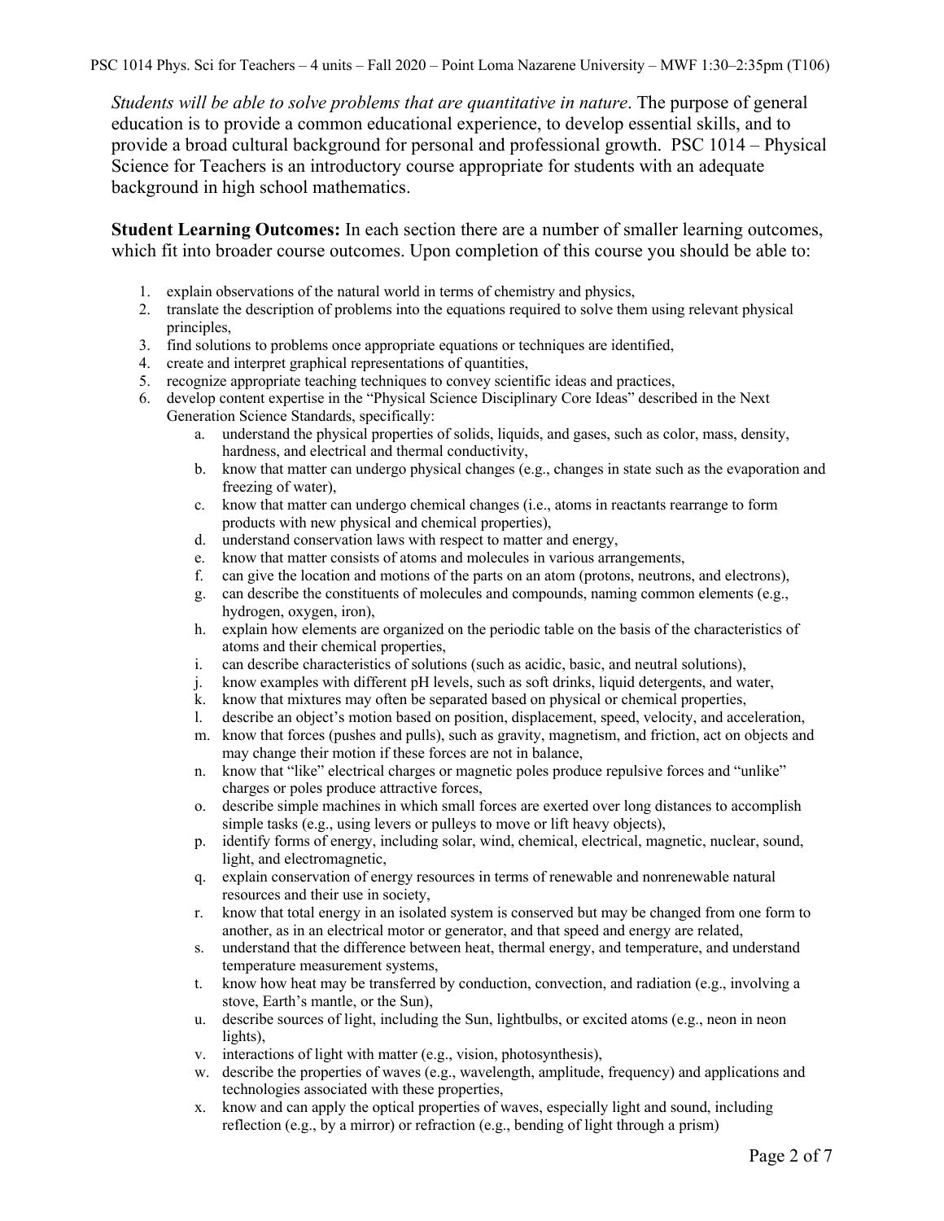*Students will be able to solve problems that are quantitative in nature*. The purpose of general education is to provide a common educational experience, to develop essential skills, and to provide a broad cultural background for personal and professional growth. PSC 1014 – Physical Science for Teachers is an introductory course appropriate for students with an adequate background in high school mathematics.

**Student Learning Outcomes:** In each section there are a number of smaller learning outcomes, which fit into broader course outcomes. Upon completion of this course you should be able to:

1. explain observations of the natural world in terms of chemistry and physics,
2. translate the description of problems into the equations required to solve them using relevant physical principles,
3. find solutions to problems once appropriate equations or techniques are identified,
4. create and interpret graphical representations of quantities,
5. recognize appropriate teaching techniques to convey scientific ideas and practices,
6. develop content expertise in the "Physical Science Disciplinary Core Ideas" described in the Next Generation Science Standards, specifically:
    a. understand the physical properties of solids, liquids, and gases, such as color, mass, density, hardness, and electrical and thermal conductivity,
    b. know that matter can undergo physical changes (e.g., changes in state such as the evaporation and freezing of water),
    c. know that matter can undergo chemical changes (i.e., atoms in reactants rearrange to form products with new physical and chemical properties),
    d. understand conservation laws with respect to matter and energy,
    e. know that matter consists of atoms and molecules in various arrangements,
    f. can give the location and motions of the parts on an atom (protons, neutrons, and electrons),
    g. can describe the constituents of molecules and compounds, naming common elements (e.g., hydrogen, oxygen, iron),
    h. explain how elements are organized on the periodic table on the basis of the characteristics of atoms and their chemical properties,
    i. can describe characteristics of solutions (such as acidic, basic, and neutral solutions),
    j. know examples with different pH levels, such as soft drinks, liquid detergents, and water,
    k. know that mixtures may often be separated based on physical or chemical properties,
    l. describe an object's motion based on position, displacement, speed, velocity, and acceleration,
    m. know that forces (pushes and pulls), such as gravity, magnetism, and friction, act on objects and may change their motion if these forces are not in balance,
    n. know that "like" electrical charges or magnetic poles produce repulsive forces and "unlike" charges or poles produce attractive forces,
    o. describe simple machines in which small forces are exerted over long distances to accomplish simple tasks (e.g., using levers or pulleys to move or lift heavy objects),
    p. identify forms of energy, including solar, wind, chemical, electrical, magnetic, nuclear, sound, light, and electromagnetic,
    q. explain conservation of energy resources in terms of renewable and nonrenewable natural resources and their use in society,
    r. know that total energy in an isolated system is conserved but may be changed from one form to another, as in an electrical motor or generator, and that speed and energy are related,
    s. understand that the difference between heat, thermal energy, and temperature, and understand temperature measurement systems,
    t. know how heat may be transferred by conduction, convection, and radiation (e.g., involving a stove, Earth's mantle, or the Sun),
    u. describe sources of light, including the Sun, lightbulbs, or excited atoms (e.g., neon in neon lights),
    v. interactions of light with matter (e.g., vision, photosynthesis),
    w. describe the properties of waves (e.g., wavelength, amplitude, frequency) and applications and technologies associated with these properties,
    x. know and can apply the optical properties of waves, especially light and sound, including reflection (e.g., by a mirror) or refraction (e.g., bending of light through a prism)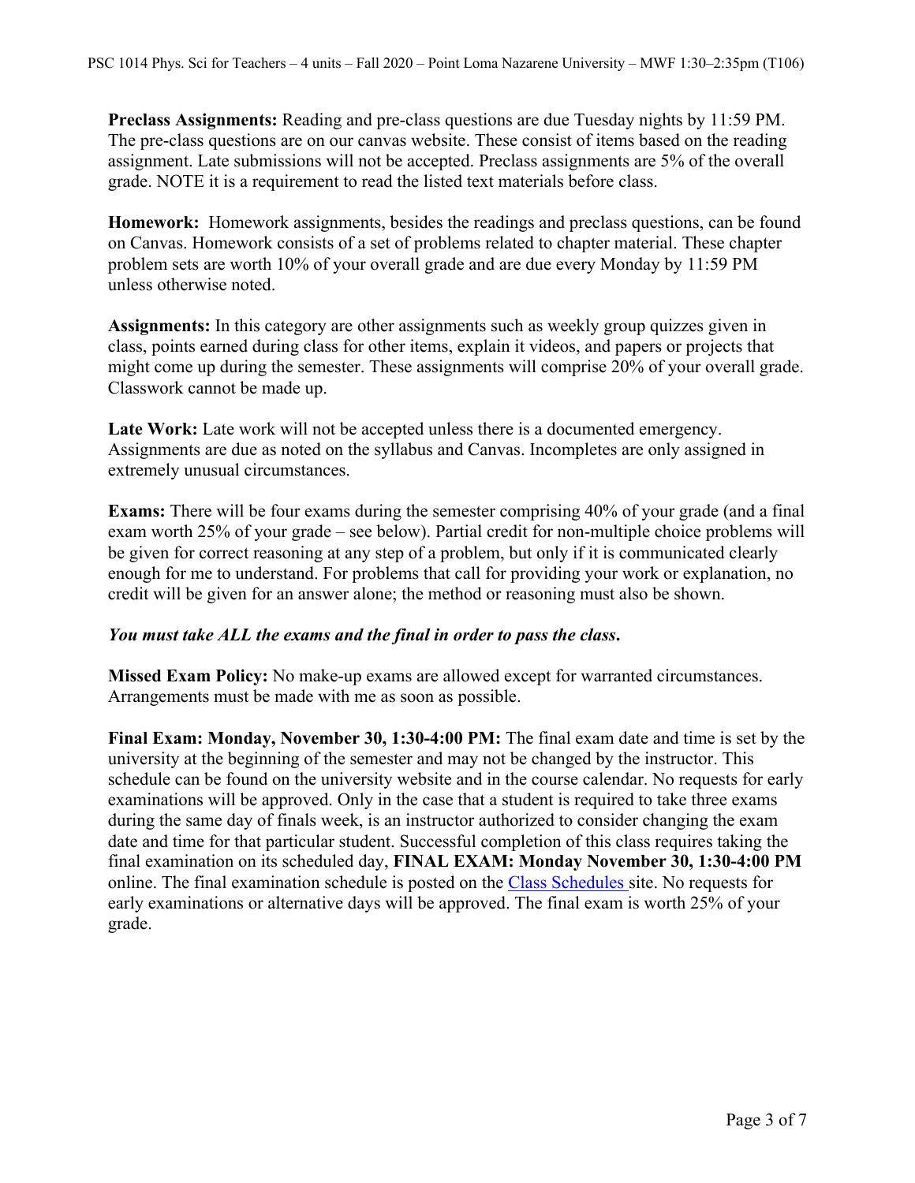**Preclass Assignments:** Reading and pre-class questions are due Tuesday nights by 11:59 PM. The pre-class questions are on our canvas website. These consist of items based on the reading assignment. Late submissions will not be accepted. Preclass assignments are 5% of the overall grade. NOTE it is a requirement to read the listed text materials before class.

**Homework:** Homework assignments, besides the readings and preclass questions, can be found on Canvas. Homework consists of a set of problems related to chapter material. These chapter problem sets are worth 10% of your overall grade and are due every Monday by 11:59 PM unless otherwise noted.

**Assignments:** In this category are other assignments such as weekly group quizzes given in class, points earned during class for other items, explain it videos, and papers or projects that might come up during the semester. These assignments will comprise 20% of your overall grade. Classwork cannot be made up.

**Late Work:** Late work will not be accepted unless there is a documented emergency. Assignments are due as noted on the syllabus and Canvas. Incompletes are only assigned in extremely unusual circumstances.

**Exams:** There will be four exams during the semester comprising 40% of your grade (and a final exam worth 25% of your grade – see below). Partial credit for non-multiple choice problems will be given for correct reasoning at any step of a problem, but only if it is communicated clearly enough for me to understand. For problems that call for providing your work or explanation, no credit will be given for an answer alone; the method or reasoning must also be shown.

***You must take ALL the exams and the final in order to pass the class.***

**Missed Exam Policy:** No make-up exams are allowed except for warranted circumstances. Arrangements must be made with me as soon as possible.

**Final Exam: Monday, November 30, 1:30-4:00 PM:** The final exam date and time is set by the university at the beginning of the semester and may not be changed by the instructor. This schedule can be found on the university website and in the course calendar. No requests for early examinations will be approved. Only in the case that a student is required to take three exams during the same day of finals week, is an instructor authorized to consider changing the exam date and time for that particular student. Successful completion of this class requires taking the final examination on its scheduled day, **FINAL EXAM: Monday November 30, 1:30-4:00 PM** online. The final examination schedule is posted on the Class Schedules site. No requests for early examinations or alternative days will be approved. The final exam is worth 25% of your grade.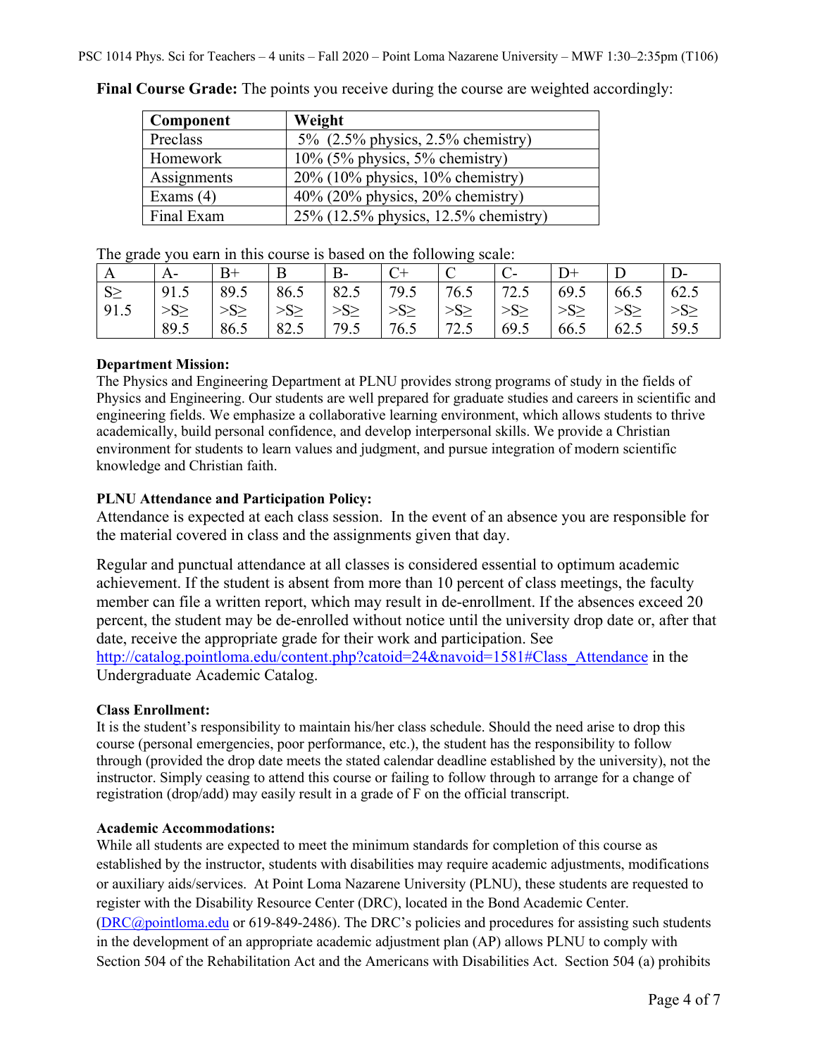**Final Course Grade:** The points you receive during the course are weighted accordingly:

| Component | Weight |
|---|---|
| Preclass | 5% (2.5% physics, 2.5% chemistry) |
| Homework | 10% (5% physics, 5% chemistry) |
| Assignments | 20% (10% physics, 10% chemistry) |
| Exams (4) | 40% (20% physics, 20% chemistry) |
| Final Exam | 25% (12.5% physics, 12.5% chemistry) |

The grade you earn in this course is based on the following scale:

| A | A- | B+ | B | B- | C+ | C | C- | D+ | D | D- |
|---|---|---|---|---|---|---|---|---|---|---|
| S≥ 91.5 | 91.5 >S≥ 89.5 | 89.5 >S≥ 86.5 | 86.5 >S≥ 82.5 | 82.5 >S≥ 79.5 | 79.5 >S≥ 76.5 | 76.5 >S≥ 72.5 | 72.5 >S≥ 69.5 | 69.5 >S≥ 66.5 | 66.5 >S≥ 62.5 | 62.5 >S≥ 59.5 |

**Department Mission:**
The Physics and Engineering Department at PLNU provides strong programs of study in the fields of Physics and Engineering. Our students are well prepared for graduate studies and careers in scientific and engineering fields. We emphasize a collaborative learning environment, which allows students to thrive academically, build personal confidence, and develop interpersonal skills. We provide a Christian environment for students to learn values and judgment, and pursue integration of modern scientific knowledge and Christian faith.

**PLNU Attendance and Participation Policy:**
Attendance is expected at each class session. In the event of an absence you are responsible for the material covered in class and the assignments given that day.

Regular and punctual attendance at all classes is considered essential to optimum academic achievement. If the student is absent from more than 10 percent of class meetings, the faculty member can file a written report, which may result in de-enrollment. If the absences exceed 20 percent, the student may be de-enrolled without notice until the university drop date or, after that date, receive the appropriate grade for their work and participation. See http://catalog.pointloma.edu/content.php?catoid=24&navoid=1581#Class_Attendance in the Undergraduate Academic Catalog.

**Class Enrollment:**
It is the student's responsibility to maintain his/her class schedule. Should the need arise to drop this course (personal emergencies, poor performance, etc.), the student has the responsibility to follow through (provided the drop date meets the stated calendar deadline established by the university), not the instructor. Simply ceasing to attend this course or failing to follow through to arrange for a change of registration (drop/add) may easily result in a grade of F on the official transcript.

**Academic Accommodations:**
While all students are expected to meet the minimum standards for completion of this course as established by the instructor, students with disabilities may require academic adjustments, modifications or auxiliary aids/services. At Point Loma Nazarene University (PLNU), these students are requested to register with the Disability Resource Center (DRC), located in the Bond Academic Center. (DRC@pointloma.edu or 619-849-2486). The DRC's policies and procedures for assisting such students in the development of an appropriate academic adjustment plan (AP) allows PLNU to comply with Section 504 of the Rehabilitation Act and the Americans with Disabilities Act. Section 504 (a) prohibits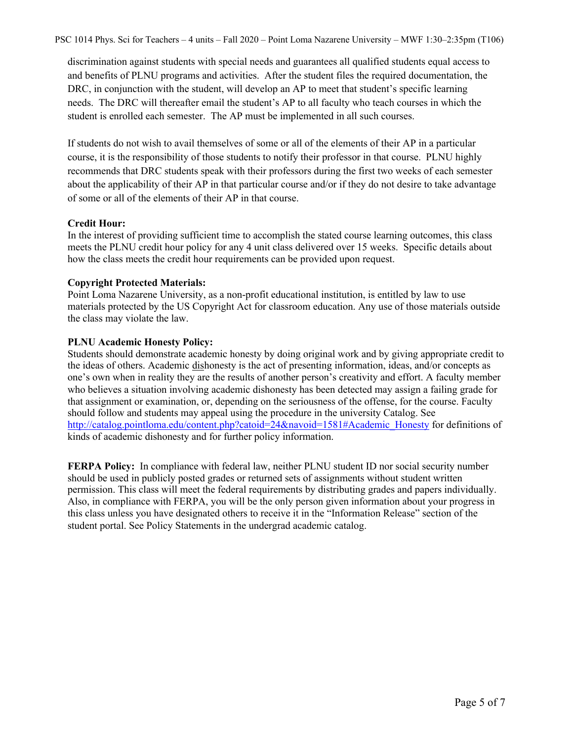discrimination against students with special needs and guarantees all qualified students equal access to and benefits of PLNU programs and activities. After the student files the required documentation, the DRC, in conjunction with the student, will develop an AP to meet that student's specific learning needs. The DRC will thereafter email the student's AP to all faculty who teach courses in which the student is enrolled each semester. The AP must be implemented in all such courses.

If students do not wish to avail themselves of some or all of the elements of their AP in a particular course, it is the responsibility of those students to notify their professor in that course. PLNU highly recommends that DRC students speak with their professors during the first two weeks of each semester about the applicability of their AP in that particular course and/or if they do not desire to take advantage of some or all of the elements of their AP in that course.

**Credit Hour:**
In the interest of providing sufficient time to accomplish the stated course learning outcomes, this class meets the PLNU credit hour policy for any 4 unit class delivered over 15 weeks. Specific details about how the class meets the credit hour requirements can be provided upon request.

**Copyright Protected Materials:**
Point Loma Nazarene University, as a non-profit educational institution, is entitled by law to use materials protected by the US Copyright Act for classroom education. Any use of those materials outside the class may violate the law.

**PLNU Academic Honesty Policy:**
Students should demonstrate academic honesty by doing original work and by giving appropriate credit to the ideas of others. Academic <u>dis</u>honesty is the act of presenting information, ideas, and/or concepts as one's own when in reality they are the results of another person's creativity and effort. A faculty member who believes a situation involving academic dishonesty has been detected may assign a failing grade for that assignment or examination, or, depending on the seriousness of the offense, for the course. Faculty should follow and students may appeal using the procedure in the university Catalog. See http://catalog.pointloma.edu/content.php?catoid=24&navoid=1581#Academic_Honesty for definitions of kinds of academic dishonesty and for further policy information.

**FERPA Policy:** In compliance with federal law, neither PLNU student ID nor social security number should be used in publicly posted grades or returned sets of assignments without student written permission. This class will meet the federal requirements by distributing grades and papers individually. Also, in compliance with FERPA, you will be the only person given information about your progress in this class unless you have designated others to receive it in the "Information Release" section of the student portal. See Policy Statements in the undergrad academic catalog.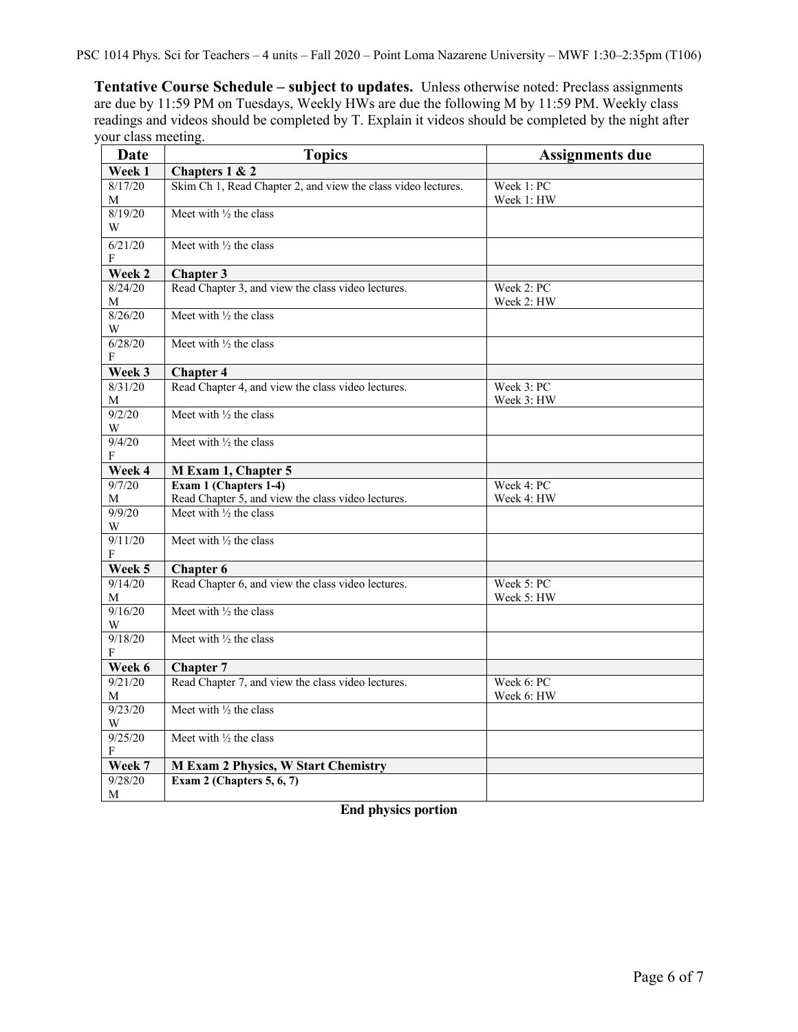**Tentative Course Schedule – subject to updates.** Unless otherwise noted: Preclass assignments are due by 11:59 PM on Tuesdays, Weekly HWs are due the following M by 11:59 PM. Weekly class readings and videos should be completed by T. Explain it videos should be completed by the night after your class meeting.

| Date | Topics | Assignments due |
|---|---|---|
| **Week 1** | **Chapters 1 & 2** | |
| 8/17/20 M | Skim Ch 1, Read Chapter 2, and view the class video lectures. | Week 1: PC<br>Week 1: HW |
| 8/19/20 W | Meet with ½ the class | |
| 6/21/20 F | Meet with ½ the class | |
| **Week 2** | **Chapter 3** | |
| 8/24/20 M | Read Chapter 3, and view the class video lectures. | Week 2: PC<br>Week 2: HW |
| 8/26/20 W | Meet with ½ the class | |
| 6/28/20 F | Meet with ½ the class | |
| **Week 3** | **Chapter 4** | |
| 8/31/20 M | Read Chapter 4, and view the class video lectures. | Week 3: PC<br>Week 3: HW |
| 9/2/20 W | Meet with ½ the class | |
| 9/4/20 F | Meet with ½ the class | |
| **Week 4** | **M Exam 1, Chapter 5** | |
| 9/7/20 M | **Exam 1 (Chapters 1-4)**<br>Read Chapter 5, and view the class video lectures. | Week 4: PC<br>Week 4: HW |
| 9/9/20 W | Meet with ½ the class | |
| 9/11/20 F | Meet with ½ the class | |
| **Week 5** | **Chapter 6** | |
| 9/14/20 M | Read Chapter 6, and view the class video lectures. | Week 5: PC<br>Week 5: HW |
| 9/16/20 W | Meet with ½ the class | |
| 9/18/20 F | Meet with ½ the class | |
| **Week 6** | **Chapter 7** | |
| 9/21/20 M | Read Chapter 7, and view the class video lectures. | Week 6: PC<br>Week 6: HW |
| 9/23/20 W | Meet with ½ the class | |
| 9/25/20 F | Meet with ½ the class | |
| **Week 7** | **M Exam 2 Physics, W Start Chemistry** | |
| 9/28/20 M | **Exam 2 (Chapters 5, 6, 7)** | |

**End physics portion**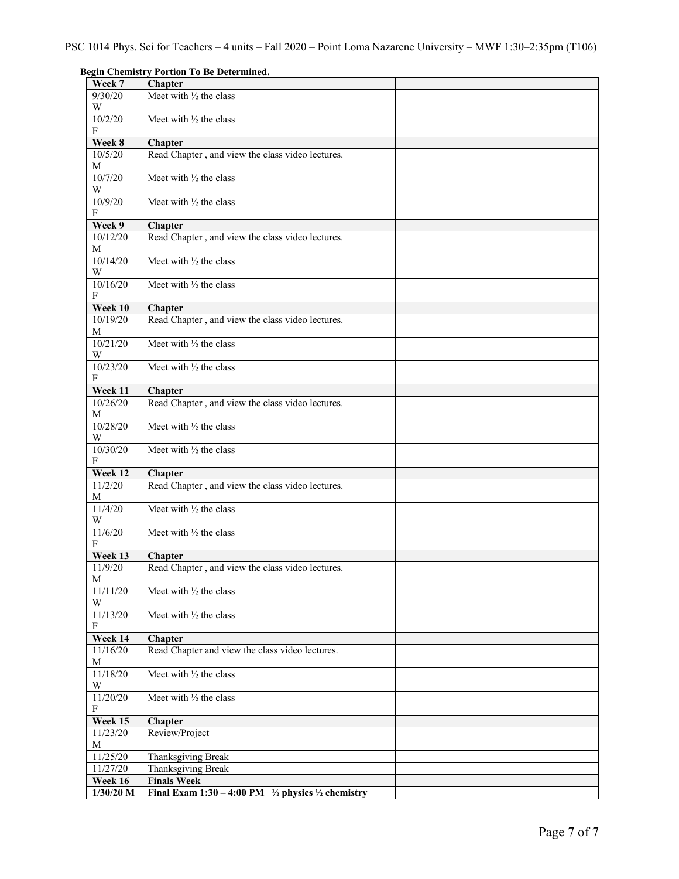**Begin Chemistry Portion To Be Determined.**

| Week 7 | Chapter | |
|---|---|---|
| 9/30/20 W | Meet with ½ the class | |
| 10/2/20 F | Meet with ½ the class | |
| **Week 8** | **Chapter** | |
| 10/5/20 M | Read Chapter , and view the class video lectures. | |
| 10/7/20 W | Meet with ½ the class | |
| 10/9/20 F | Meet with ½ the class | |
| **Week 9** | **Chapter** | |
| 10/12/20 M | Read Chapter , and view the class video lectures. | |
| 10/14/20 W | Meet with ½ the class | |
| 10/16/20 F | Meet with ½ the class | |
| **Week 10** | **Chapter** | |
| 10/19/20 M | Read Chapter , and view the class video lectures. | |
| 10/21/20 W | Meet with ½ the class | |
| 10/23/20 F | Meet with ½ the class | |
| **Week 11** | **Chapter** | |
| 10/26/20 M | Read Chapter , and view the class video lectures. | |
| 10/28/20 W | Meet with ½ the class | |
| 10/30/20 F | Meet with ½ the class | |
| **Week 12** | **Chapter** | |
| 11/2/20 M | Read Chapter , and view the class video lectures. | |
| 11/4/20 W | Meet with ½ the class | |
| 11/6/20 F | Meet with ½ the class | |
| **Week 13** | **Chapter** | |
| 11/9/20 M | Read Chapter , and view the class video lectures. | |
| 11/11/20 W | Meet with ½ the class | |
| 11/13/20 F | Meet with ½ the class | |
| **Week 14** | **Chapter** | |
| 11/16/20 M | Read Chapter and view the class video lectures. | |
| 11/18/20 W | Meet with ½ the class | |
| 11/20/20 F | Meet with ½ the class | |
| **Week 15** | **Chapter** | |
| 11/23/20 M | Review/Project | |
| 11/25/20 | Thanksgiving Break | |
| 11/27/20 | Thanksgiving Break | |
| **Week 16** | **Finals Week** | |
| **1/30/20 M** | **Final Exam 1:30 – 4:00 PM ½ physics ½ chemistry** | |